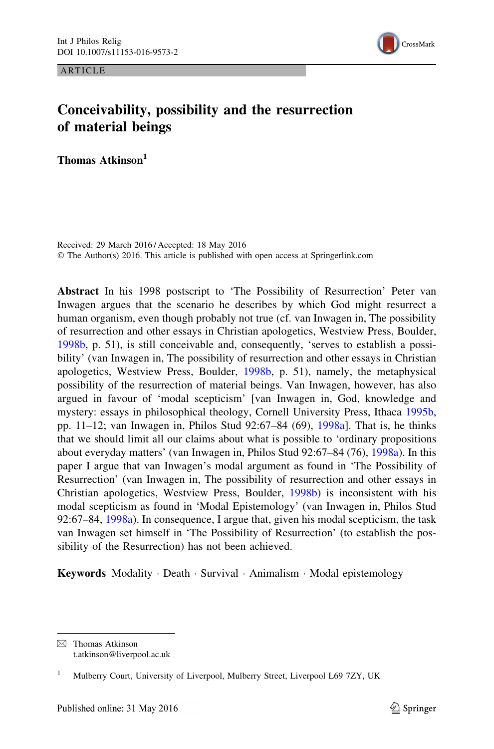ARTICLE

# Conceivability, possibility and the resurrection of material beings

**Thomas Atkinson**[1]

Received: 29 March 2016 / Accepted: 18 May 2016
© The Author(s) 2016. This article is published with open access at Springerlink.com

**Abstract** In his 1998 postscript to 'The Possibility of Resurrection' Peter van Inwagen argues that the scenario he describes by which God might resurrect a human organism, even though probably not true (cf. van Inwagen in, The possibility of resurrection and other essays in Christian apologetics, Westview Press, Boulder, 1998b, p. 51), is still conceivable and, consequently, 'serves to establish a possibility' (van Inwagen in, The possibility of resurrection and other essays in Christian apologetics, Westview Press, Boulder, 1998b, p. 51), namely, the metaphysical possibility of the resurrection of material beings. Van Inwagen, however, has also argued in favour of 'modal scepticism' [van Inwagen in, God, knowledge and mystery: essays in philosophical theology, Cornell University Press, Ithaca 1995b, pp. 11–12; van Inwagen in, Philos Stud 92:67–84 (69), 1998a]. That is, he thinks that we should limit all our claims about what is possible to 'ordinary propositions about everyday matters' (van Inwagen in, Philos Stud 92:67–84 (76), 1998a). In this paper I argue that van Inwagen's modal argument as found in 'The Possibility of Resurrection' (van Inwagen in, The possibility of resurrection and other essays in Christian apologetics, Westview Press, Boulder, 1998b) is inconsistent with his modal scepticism as found in 'Modal Epistemology' (van Inwagen in, Philos Stud 92:67–84, 1998a). In consequence, I argue that, given his modal scepticism, the task van Inwagen set himself in 'The Possibility of Resurrection' (to establish the possibility of the Resurrection) has not been achieved.

**Keywords** Modality · Death · Survival · Animalism · Modal epistemology

✉ Thomas Atkinson
t.atkinson@liverpool.ac.uk

[1] Mulberry Court, University of Liverpool, Mulberry Street, Liverpool L69 7ZY, UK

Published online: 31 May 2016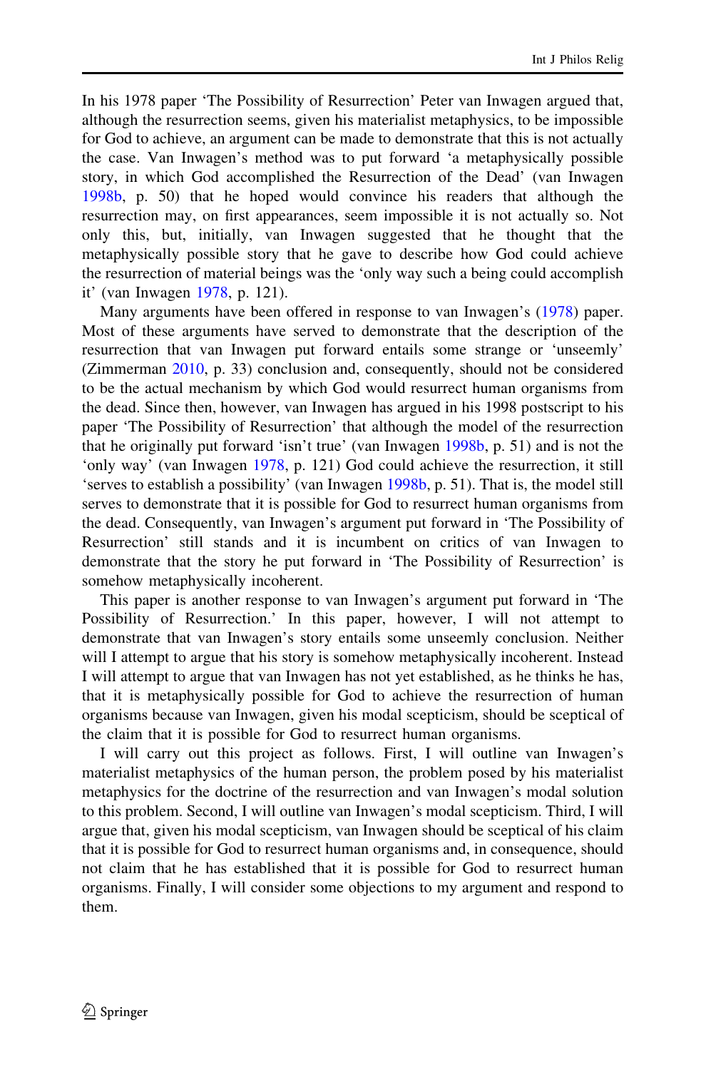In his 1978 paper 'The Possibility of Resurrection' Peter van Inwagen argued that, although the resurrection seems, given his materialist metaphysics, to be impossible for God to achieve, an argument can be made to demonstrate that this is not actually the case. Van Inwagen's method was to put forward 'a metaphysically possible story, in which God accomplished the Resurrection of the Dead' (van Inwagen 1998b, p. 50) that he hoped would convince his readers that although the resurrection may, on first appearances, seem impossible it is not actually so. Not only this, but, initially, van Inwagen suggested that he thought that the metaphysically possible story that he gave to describe how God could achieve the resurrection of material beings was the 'only way such a being could accomplish it' (van Inwagen 1978, p. 121).

Many arguments have been offered in response to van Inwagen's (1978) paper. Most of these arguments have served to demonstrate that the description of the resurrection that van Inwagen put forward entails some strange or 'unseemly' (Zimmerman 2010, p. 33) conclusion and, consequently, should not be considered to be the actual mechanism by which God would resurrect human organisms from the dead. Since then, however, van Inwagen has argued in his 1998 postscript to his paper 'The Possibility of Resurrection' that although the model of the resurrection that he originally put forward 'isn't true' (van Inwagen 1998b, p. 51) and is not the 'only way' (van Inwagen 1978, p. 121) God could achieve the resurrection, it still 'serves to establish a possibility' (van Inwagen 1998b, p. 51). That is, the model still serves to demonstrate that it is possible for God to resurrect human organisms from the dead. Consequently, van Inwagen's argument put forward in 'The Possibility of Resurrection' still stands and it is incumbent on critics of van Inwagen to demonstrate that the story he put forward in 'The Possibility of Resurrection' is somehow metaphysically incoherent.

This paper is another response to van Inwagen's argument put forward in 'The Possibility of Resurrection.' In this paper, however, I will not attempt to demonstrate that van Inwagen's story entails some unseemly conclusion. Neither will I attempt to argue that his story is somehow metaphysically incoherent. Instead I will attempt to argue that van Inwagen has not yet established, as he thinks he has, that it is metaphysically possible for God to achieve the resurrection of human organisms because van Inwagen, given his modal scepticism, should be sceptical of the claim that it is possible for God to resurrect human organisms.

I will carry out this project as follows. First, I will outline van Inwagen's materialist metaphysics of the human person, the problem posed by his materialist metaphysics for the doctrine of the resurrection and van Inwagen's modal solution to this problem. Second, I will outline van Inwagen's modal scepticism. Third, I will argue that, given his modal scepticism, van Inwagen should be sceptical of his claim that it is possible for God to resurrect human organisms and, in consequence, should not claim that he has established that it is possible for God to resurrect human organisms. Finally, I will consider some objections to my argument and respond to them.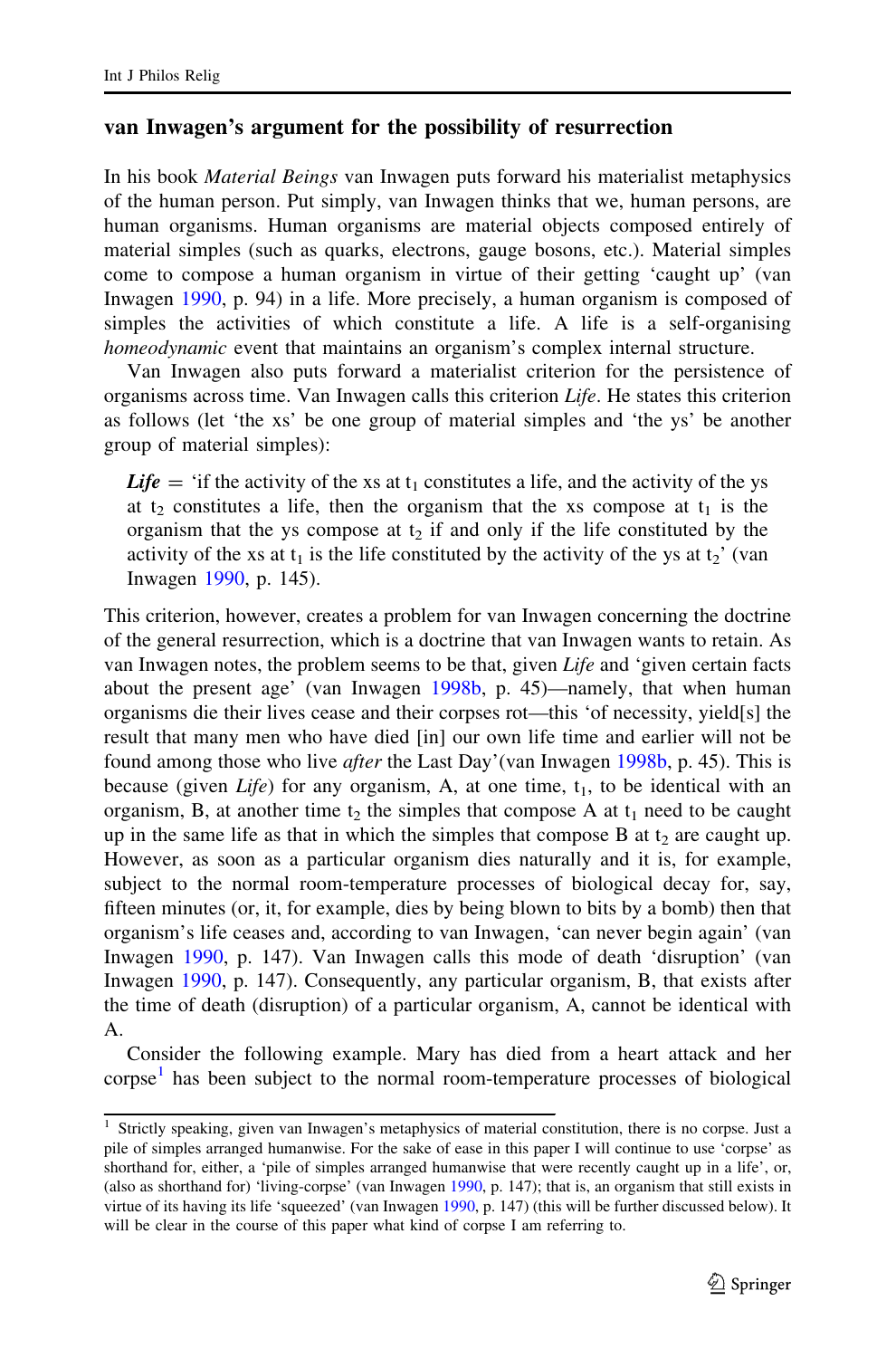### van Inwagen's argument for the possibility of resurrection

In his book *Material Beings* van Inwagen puts forward his materialist metaphysics of the human person. Put simply, van Inwagen thinks that we, human persons, are human organisms. Human organisms are material objects composed entirely of material simples (such as quarks, electrons, gauge bosons, etc.). Material simples come to compose a human organism in virtue of their getting 'caught up' (van Inwagen 1990, p. 94) in a life. More precisely, a human organism is composed of simples the activities of which constitute a life. A life is a self-organising *homeodynamic* event that maintains an organism's complex internal structure.

Van Inwagen also puts forward a materialist criterion for the persistence of organisms across time. Van Inwagen calls this criterion *Life*. He states this criterion as follows (let 'the xs' be one group of material simples and 'the ys' be another group of material simples):

> ***Life*** = 'if the activity of the xs at $t_1$ constitutes a life, and the activity of the ys at $t_2$ constitutes a life, then the organism that the xs compose at $t_1$ is the organism that the ys compose at $t_2$ if and only if the life constituted by the activity of the xs at $t_1$ is the life constituted by the activity of the ys at $t_2$' (van Inwagen 1990, p. 145).

This criterion, however, creates a problem for van Inwagen concerning the doctrine of the general resurrection, which is a doctrine that van Inwagen wants to retain. As van Inwagen notes, the problem seems to be that, given *Life* and 'given certain facts about the present age' (van Inwagen 1998b, p. 45)—namely, that when human organisms die their lives cease and their corpses rot—this 'of necessity, yield[s] the result that many men who have died [in] our own life time and earlier will not be found among those who live *after* the Last Day'(van Inwagen 1998b, p. 45). This is because (given *Life*) for any organism, A, at one time, $t_1$, to be identical with an organism, B, at another time $t_2$ the simples that compose A at $t_1$ need to be caught up in the same life as that in which the simples that compose B at $t_2$ are caught up. However, as soon as a particular organism dies naturally and it is, for example, subject to the normal room-temperature processes of biological decay for, say, fifteen minutes (or, it, for example, dies by being blown to bits by a bomb) then that organism's life ceases and, according to van Inwagen, 'can never begin again' (van Inwagen 1990, p. 147). Van Inwagen calls this mode of death 'disruption' (van Inwagen 1990, p. 147). Consequently, any particular organism, B, that exists after the time of death (disruption) of a particular organism, A, cannot be identical with A.

Consider the following example. Mary has died from a heart attack and her corpse[1] has been subject to the normal room-temperature processes of biological

[1] Strictly speaking, given van Inwagen's metaphysics of material constitution, there is no corpse. Just a pile of simples arranged humanwise. For the sake of ease in this paper I will continue to use 'corpse' as shorthand for, either, a 'pile of simples arranged humanwise that were recently caught up in a life', or, (also as shorthand for) 'living-corpse' (van Inwagen 1990, p. 147); that is, an organism that still exists in virtue of its having its life 'squeezed' (van Inwagen 1990, p. 147) (this will be further discussed below). It will be clear in the course of this paper what kind of corpse I am referring to.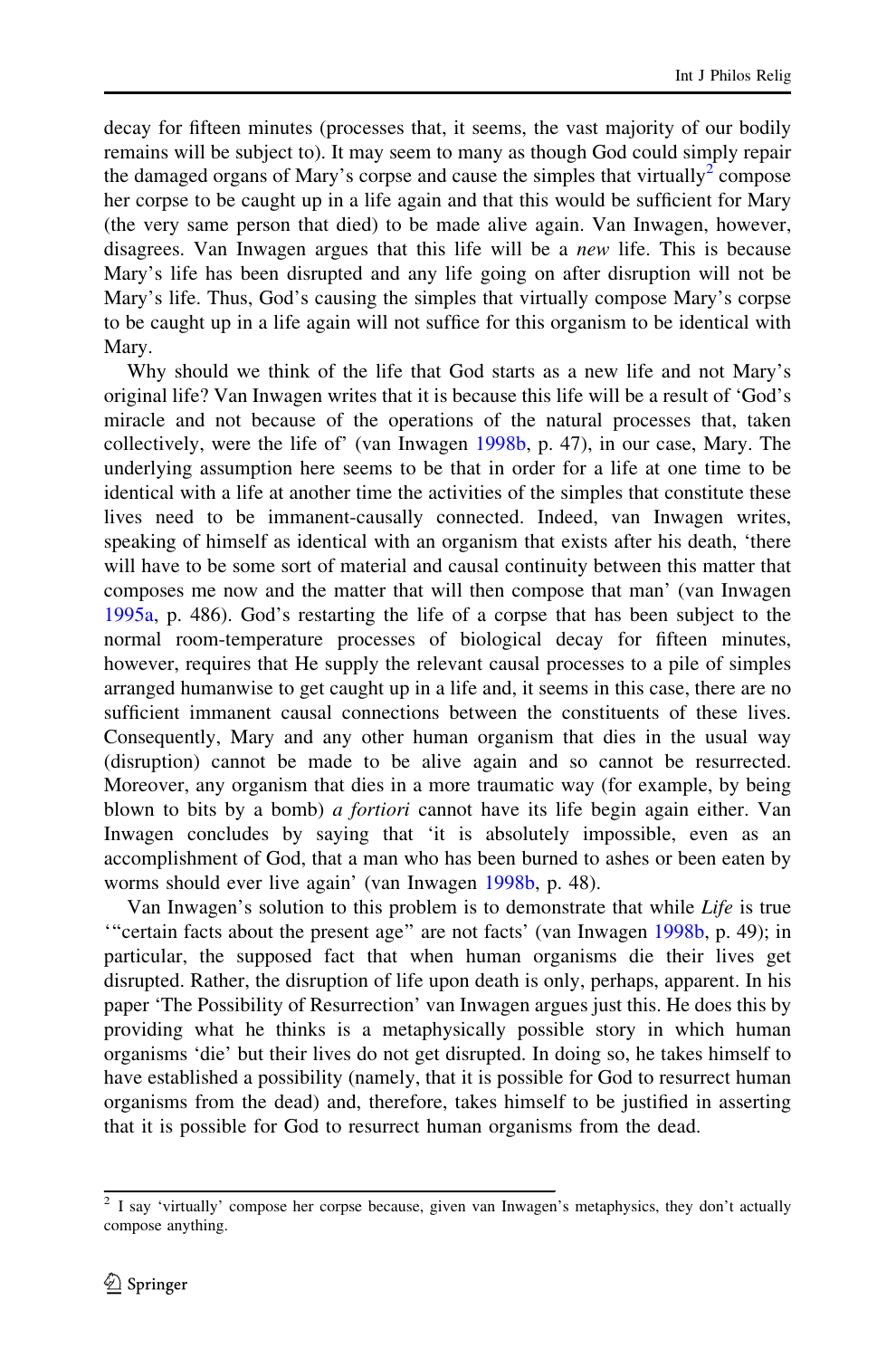decay for fifteen minutes (processes that, it seems, the vast majority of our bodily remains will be subject to). It may seem to many as though God could simply repair the damaged organs of Mary's corpse and cause the simples that virtually[2] compose her corpse to be caught up in a life again and that this would be sufficient for Mary (the very same person that died) to be made alive again. Van Inwagen, however, disagrees. Van Inwagen argues that this life will be a *new* life. This is because Mary's life has been disrupted and any life going on after disruption will not be Mary's life. Thus, God's causing the simples that virtually compose Mary's corpse to be caught up in a life again will not suffice for this organism to be identical with Mary.

Why should we think of the life that God starts as a new life and not Mary's original life? Van Inwagen writes that it is because this life will be a result of 'God's miracle and not because of the operations of the natural processes that, taken collectively, were the life of' (van Inwagen 1998b, p. 47), in our case, Mary. The underlying assumption here seems to be that in order for a life at one time to be identical with a life at another time the activities of the simples that constitute these lives need to be immanent-causally connected. Indeed, van Inwagen writes, speaking of himself as identical with an organism that exists after his death, 'there will have to be some sort of material and causal continuity between this matter that composes me now and the matter that will then compose that man' (van Inwagen 1995a, p. 486). God's restarting the life of a corpse that has been subject to the normal room-temperature processes of biological decay for fifteen minutes, however, requires that He supply the relevant causal processes to a pile of simples arranged humanwise to get caught up in a life and, it seems in this case, there are no sufficient immanent causal connections between the constituents of these lives. Consequently, Mary and any other human organism that dies in the usual way (disruption) cannot be made to be alive again and so cannot be resurrected. Moreover, any organism that dies in a more traumatic way (for example, by being blown to bits by a bomb) *a fortiori* cannot have its life begin again either. Van Inwagen concludes by saying that 'it is absolutely impossible, even as an accomplishment of God, that a man who has been burned to ashes or been eaten by worms should ever live again' (van Inwagen 1998b, p. 48).

Van Inwagen's solution to this problem is to demonstrate that while *Life* is true '"certain facts about the present age" are not facts' (van Inwagen 1998b, p. 49); in particular, the supposed fact that when human organisms die their lives get disrupted. Rather, the disruption of life upon death is only, perhaps, apparent. In his paper 'The Possibility of Resurrection' van Inwagen argues just this. He does this by providing what he thinks is a metaphysically possible story in which human organisms 'die' but their lives do not get disrupted. In doing so, he takes himself to have established a possibility (namely, that it is possible for God to resurrect human organisms from the dead) and, therefore, takes himself to be justified in asserting that it is possible for God to resurrect human organisms from the dead.

---

[2] I say 'virtually' compose her corpse because, given van Inwagen's metaphysics, they don't actually compose anything.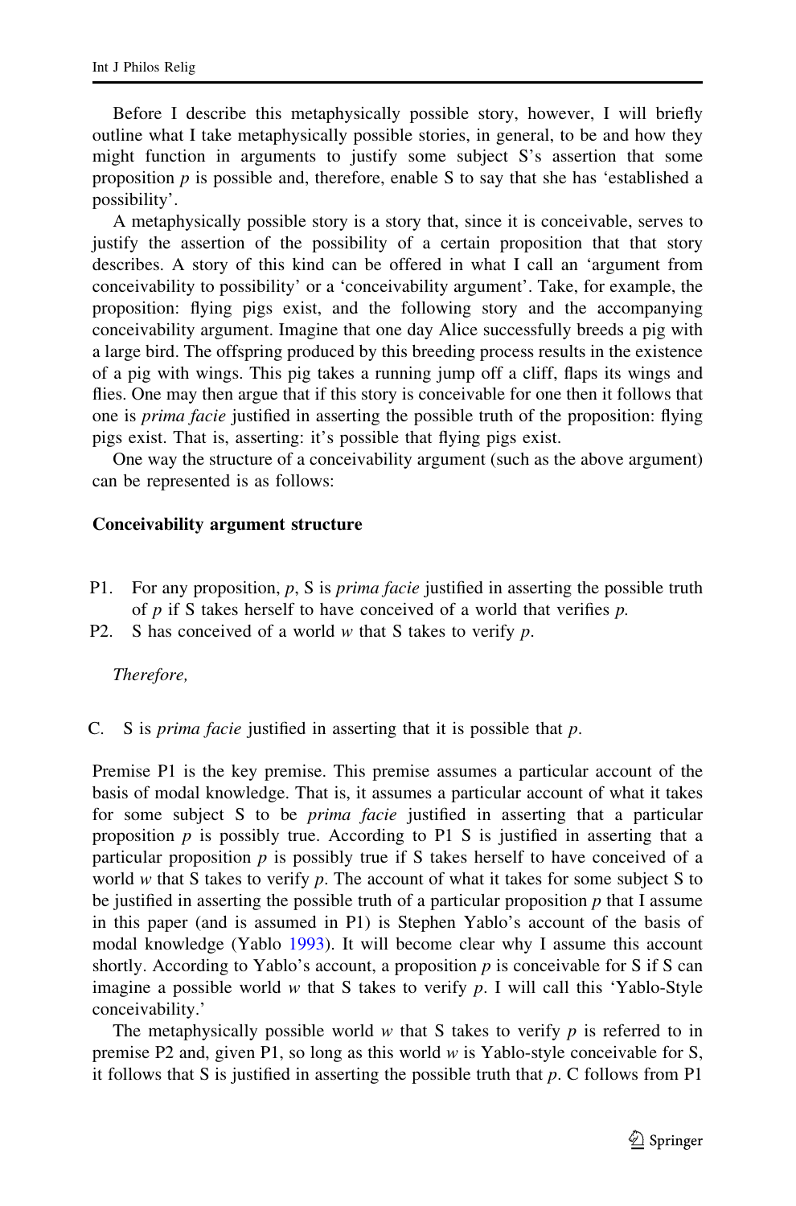Before I describe this metaphysically possible story, however, I will briefly outline what I take metaphysically possible stories, in general, to be and how they might function in arguments to justify some subject S's assertion that some proposition $p$ is possible and, therefore, enable S to say that she has 'established a possibility'.

A metaphysically possible story is a story that, since it is conceivable, serves to justify the assertion of the possibility of a certain proposition that that story describes. A story of this kind can be offered in what I call an 'argument from conceivability to possibility' or a 'conceivability argument'. Take, for example, the proposition: flying pigs exist, and the following story and the accompanying conceivability argument. Imagine that one day Alice successfully breeds a pig with a large bird. The offspring produced by this breeding process results in the existence of a pig with wings. This pig takes a running jump off a cliff, flaps its wings and flies. One may then argue that if this story is conceivable for one then it follows that one is *prima facie* justified in asserting the possible truth of the proposition: flying pigs exist. That is, asserting: it's possible that flying pigs exist.

One way the structure of a conceivability argument (such as the above argument) can be represented is as follows:

**Conceivability argument structure**

P1. For any proposition, $p$, S is *prima facie* justified in asserting the possible truth of $p$ if S takes herself to have conceived of a world that verifies $p$.

P2. S has conceived of a world $w$ that S takes to verify $p$.

*Therefore,*

C. S is *prima facie* justified in asserting that it is possible that $p$.

Premise P1 is the key premise. This premise assumes a particular account of the basis of modal knowledge. That is, it assumes a particular account of what it takes for some subject S to be *prima facie* justified in asserting that a particular proposition $p$ is possibly true. According to P1 S is justified in asserting that a particular proposition $p$ is possibly true if S takes herself to have conceived of a world $w$ that S takes to verify $p$. The account of what it takes for some subject S to be justified in asserting the possible truth of a particular proposition $p$ that I assume in this paper (and is assumed in P1) is Stephen Yablo's account of the basis of modal knowledge (Yablo 1993). It will become clear why I assume this account shortly. According to Yablo's account, a proposition $p$ is conceivable for S if S can imagine a possible world $w$ that S takes to verify $p$. I will call this 'Yablo-Style conceivability.'

The metaphysically possible world $w$ that S takes to verify $p$ is referred to in premise P2 and, given P1, so long as this world $w$ is Yablo-style conceivable for S, it follows that S is justified in asserting the possible truth that $p$. C follows from P1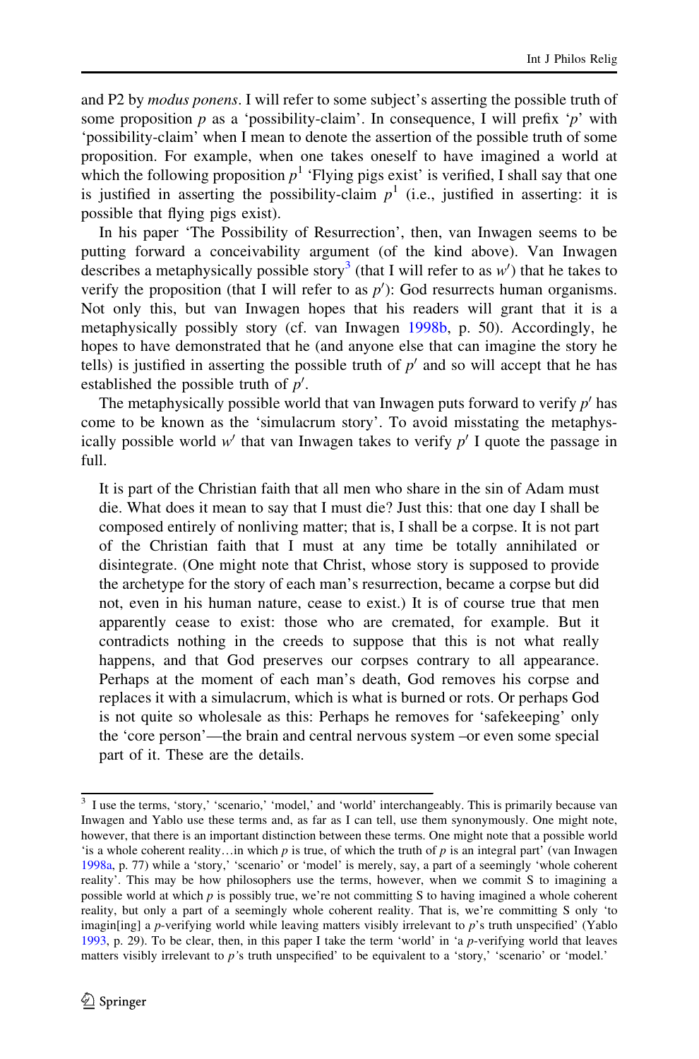and P2 by *modus ponens*. I will refer to some subject's asserting the possible truth of some proposition $p$ as a 'possibility-claim'. In consequence, I will prefix '$p$' with 'possibility-claim' when I mean to denote the assertion of the possible truth of some proposition. For example, when one takes oneself to have imagined a world at which the following proposition $p^1$ 'Flying pigs exist' is verified, I shall say that one is justified in asserting the possibility-claim $p^1$ (i.e., justified in asserting: it is possible that flying pigs exist).

In his paper 'The Possibility of Resurrection', then, van Inwagen seems to be putting forward a conceivability argument (of the kind above). Van Inwagen describes a metaphysically possible story[3] (that I will refer to as $w'$) that he takes to verify the proposition (that I will refer to as $p'$): God resurrects human organisms. Not only this, but van Inwagen hopes that his readers will grant that it is a metaphysically possibly story (cf. van Inwagen 1998b, p. 50). Accordingly, he hopes to have demonstrated that he (and anyone else that can imagine the story he tells) is justified in asserting the possible truth of $p'$ and so will accept that he has established the possible truth of $p'$.

The metaphysically possible world that van Inwagen puts forward to verify $p'$ has come to be known as the 'simulacrum story'. To avoid misstating the metaphysically possible world $w'$ that van Inwagen takes to verify $p'$ I quote the passage in full.

> It is part of the Christian faith that all men who share in the sin of Adam must die. What does it mean to say that I must die? Just this: that one day I shall be composed entirely of nonliving matter; that is, I shall be a corpse. It is not part of the Christian faith that I must at any time be totally annihilated or disintegrate. (One might note that Christ, whose story is supposed to provide the archetype for the story of each man's resurrection, became a corpse but did not, even in his human nature, cease to exist.) It is of course true that men apparently cease to exist: those who are cremated, for example. But it contradicts nothing in the creeds to suppose that this is not what really happens, and that God preserves our corpses contrary to all appearance. Perhaps at the moment of each man's death, God removes his corpse and replaces it with a simulacrum, which is what is burned or rots. Or perhaps God is not quite so wholesale as this: Perhaps he removes for 'safekeeping' only the 'core person'—the brain and central nervous system –or even some special part of it. These are the details.

[3] I use the terms, 'story,' 'scenario,' 'model,' and 'world' interchangeably. This is primarily because van Inwagen and Yablo use these terms and, as far as I can tell, use them synonymously. One might note, however, that there is an important distinction between these terms. One might note that a possible world 'is a whole coherent reality…in which $p$ is true, of which the truth of $p$ is an integral part' (van Inwagen 1998a, p. 77) while a 'story,' 'scenario' or 'model' is merely, say, a part of a seemingly 'whole coherent reality'. This may be how philosophers use the terms, however, when we commit S to imagining a possible world at which $p$ is possibly true, we're not committing S to having imagined a whole coherent reality, but only a part of a seemingly whole coherent reality. That is, we're committing S only 'to imagin[ing] a $p$-verifying world while leaving matters visibly irrelevant to $p$'s truth unspecified' (Yablo 1993, p. 29). To be clear, then, in this paper I take the term 'world' in 'a $p$-verifying world that leaves matters visibly irrelevant to $p$'s truth unspecified' to be equivalent to a 'story,' 'scenario' or 'model.'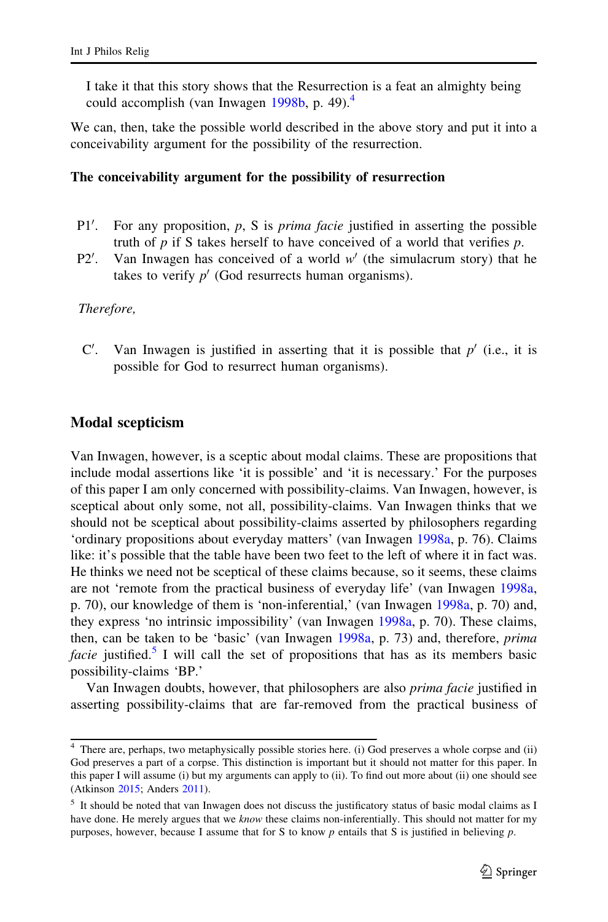I take it that this story shows that the Resurrection is a feat an almighty being could accomplish (van Inwagen 1998b, p. 49).[4]

We can, then, take the possible world described in the above story and put it into a conceivability argument for the possibility of the resurrection.

**The conceivability argument for the possibility of resurrection**

P1′. For any proposition, $p$, S is *prima facie* justified in asserting the possible truth of $p$ if S takes herself to have conceived of a world that verifies $p$.

P2′. Van Inwagen has conceived of a world $w'$ (the simulacrum story) that he takes to verify $p'$ (God resurrects human organisms).

*Therefore,*

C′. Van Inwagen is justified in asserting that it is possible that $p'$ (i.e., it is possible for God to resurrect human organisms).

## Modal scepticism

Van Inwagen, however, is a sceptic about modal claims. These are propositions that include modal assertions like 'it is possible' and 'it is necessary.' For the purposes of this paper I am only concerned with possibility-claims. Van Inwagen, however, is sceptical about only some, not all, possibility-claims. Van Inwagen thinks that we should not be sceptical about possibility-claims asserted by philosophers regarding 'ordinary propositions about everyday matters' (van Inwagen 1998a, p. 76). Claims like: it's possible that the table have been two feet to the left of where it in fact was. He thinks we need not be sceptical of these claims because, so it seems, these claims are not 'remote from the practical business of everyday life' (van Inwagen 1998a, p. 70), our knowledge of them is 'non-inferential,' (van Inwagen 1998a, p. 70) and, they express 'no intrinsic impossibility' (van Inwagen 1998a, p. 70). These claims, then, can be taken to be 'basic' (van Inwagen 1998a, p. 73) and, therefore, *prima facie* justified.[5] I will call the set of propositions that has as its members basic possibility-claims 'BP.'

Van Inwagen doubts, however, that philosophers are also *prima facie* justified in asserting possibility-claims that are far-removed from the practical business of

[4] There are, perhaps, two metaphysically possible stories here. (i) God preserves a whole corpse and (ii) God preserves a part of a corpse. This distinction is important but it should not matter for this paper. In this paper I will assume (i) but my arguments can apply to (ii). To find out more about (ii) one should see (Atkinson 2015; Anders 2011).

[5] It should be noted that van Inwagen does not discuss the justificatory status of basic modal claims as I have done. He merely argues that we *know* these claims non-inferentially. This should not matter for my purposes, however, because I assume that for S to know $p$ entails that S is justified in believing $p$.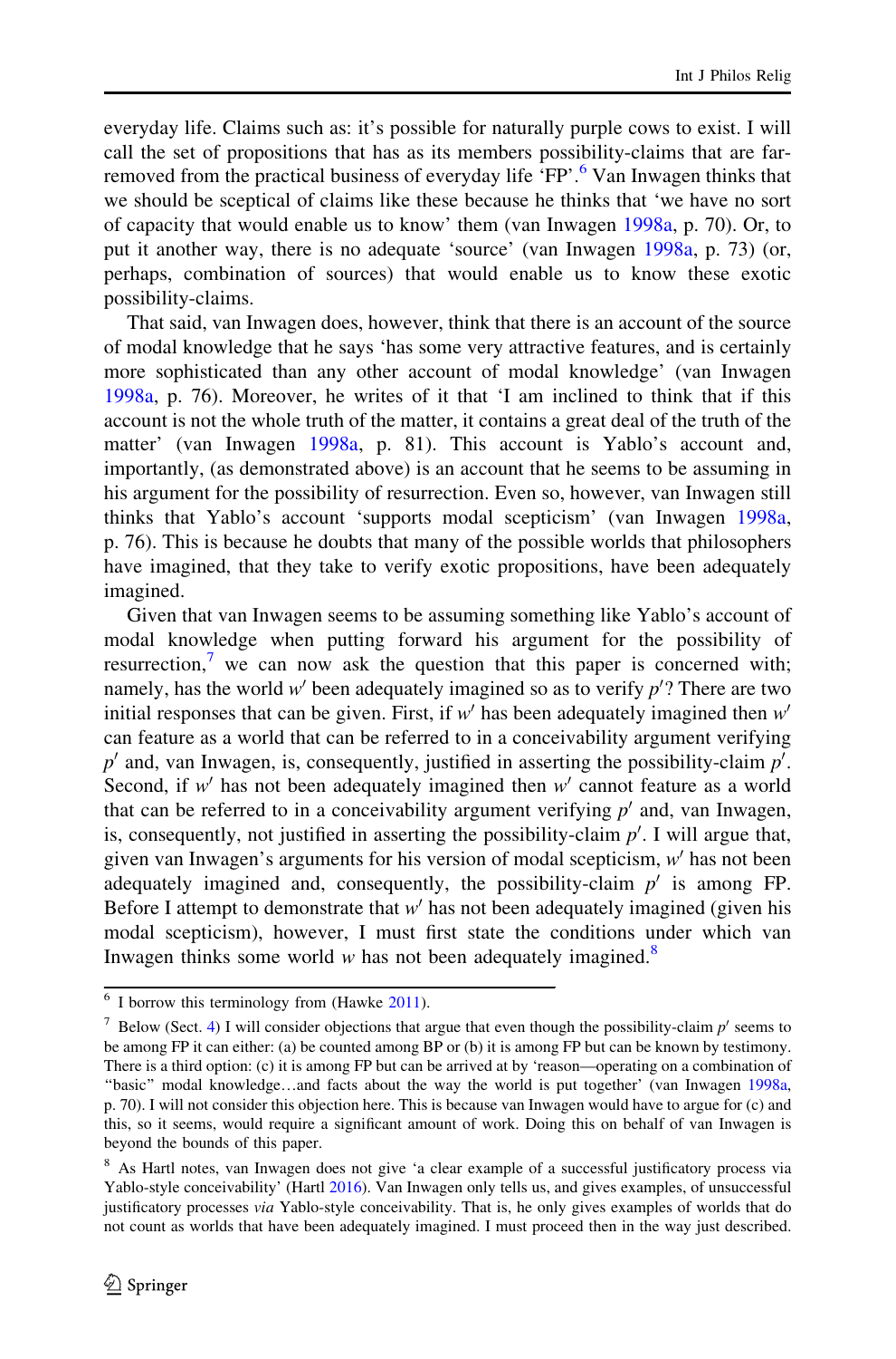everyday life. Claims such as: it's possible for naturally purple cows to exist. I will call the set of propositions that has as its members possibility-claims that are far-removed from the practical business of everyday life 'FP'.[6] Van Inwagen thinks that we should be sceptical of claims like these because he thinks that 'we have no sort of capacity that would enable us to know' them (van Inwagen 1998a, p. 70). Or, to put it another way, there is no adequate 'source' (van Inwagen 1998a, p. 73) (or, perhaps, combination of sources) that would enable us to know these exotic possibility-claims.

That said, van Inwagen does, however, think that there is an account of the source of modal knowledge that he says 'has some very attractive features, and is certainly more sophisticated than any other account of modal knowledge' (van Inwagen 1998a, p. 76). Moreover, he writes of it that 'I am inclined to think that if this account is not the whole truth of the matter, it contains a great deal of the truth of the matter' (van Inwagen 1998a, p. 81). This account is Yablo's account and, importantly, (as demonstrated above) is an account that he seems to be assuming in his argument for the possibility of resurrection. Even so, however, van Inwagen still thinks that Yablo's account 'supports modal scepticism' (van Inwagen 1998a, p. 76). This is because he doubts that many of the possible worlds that philosophers have imagined, that they take to verify exotic propositions, have been adequately imagined.

Given that van Inwagen seems to be assuming something like Yablo's account of modal knowledge when putting forward his argument for the possibility of resurrection,[7] we can now ask the question that this paper is concerned with; namely, has the world $w'$ been adequately imagined so as to verify $p'$? There are two initial responses that can be given. First, if $w'$ has been adequately imagined then $w'$ can feature as a world that can be referred to in a conceivability argument verifying $p'$ and, van Inwagen, is, consequently, justified in asserting the possibility-claim $p'$. Second, if $w'$ has not been adequately imagined then $w'$ cannot feature as a world that can be referred to in a conceivability argument verifying $p'$ and, van Inwagen, is, consequently, not justified in asserting the possibility-claim $p'$. I will argue that, given van Inwagen's arguments for his version of modal scepticism, $w'$ has not been adequately imagined and, consequently, the possibility-claim $p'$ is among FP. Before I attempt to demonstrate that $w'$ has not been adequately imagined (given his modal scepticism), however, I must first state the conditions under which van Inwagen thinks some world $w$ has not been adequately imagined.[8]

---

[6] I borrow this terminology from (Hawke 2011).

[7] Below (Sect. 4) I will consider objections that argue that even though the possibility-claim $p'$ seems to be among FP it can either: (a) be counted among BP or (b) it is among FP but can be known by testimony. There is a third option: (c) it is among FP but can be arrived at by 'reason—operating on a combination of "basic" modal knowledge…and facts about the way the world is put together' (van Inwagen 1998a, p. 70). I will not consider this objection here. This is because van Inwagen would have to argue for (c) and this, so it seems, would require a significant amount of work. Doing this on behalf of van Inwagen is beyond the bounds of this paper.

[8] As Hartl notes, van Inwagen does not give 'a clear example of a successful justificatory process via Yablo-style conceivability' (Hartl 2016). Van Inwagen only tells us, and gives examples, of unsuccessful justificatory processes *via* Yablo-style conceivability. That is, he only gives examples of worlds that do not count as worlds that have been adequately imagined. I must proceed then in the way just described.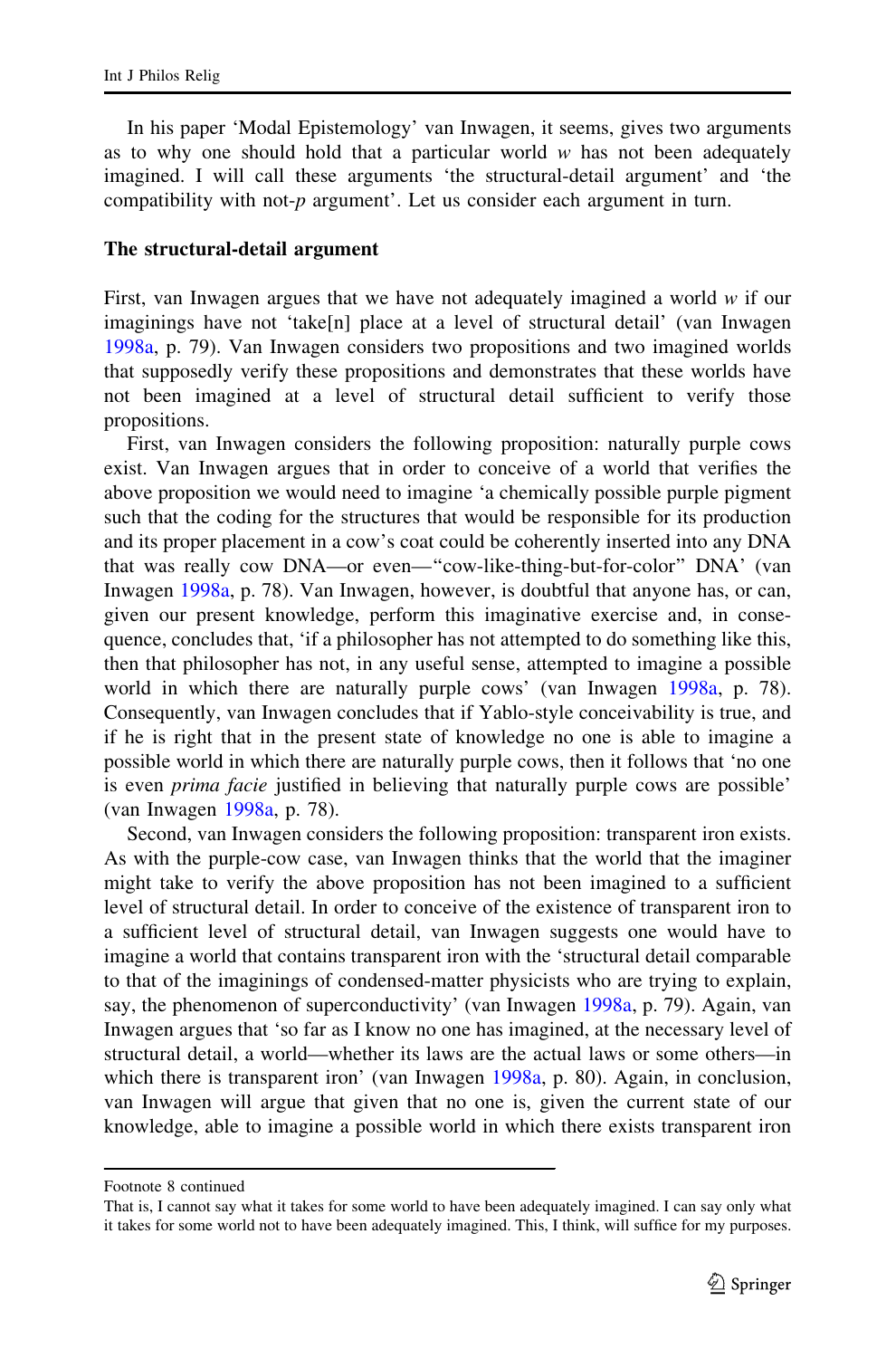In his paper 'Modal Epistemology' van Inwagen, it seems, gives two arguments as to why one should hold that a particular world *w* has not been adequately imagined. I will call these arguments 'the structural-detail argument' and 'the compatibility with not-*p* argument'. Let us consider each argument in turn.

## The structural-detail argument

First, van Inwagen argues that we have not adequately imagined a world *w* if our imaginings have not 'take[n] place at a level of structural detail' (van Inwagen 1998a, p. 79). Van Inwagen considers two propositions and two imagined worlds that supposedly verify these propositions and demonstrates that these worlds have not been imagined at a level of structural detail sufficient to verify those propositions.

First, van Inwagen considers the following proposition: naturally purple cows exist. Van Inwagen argues that in order to conceive of a world that verifies the above proposition we would need to imagine 'a chemically possible purple pigment such that the coding for the structures that would be responsible for its production and its proper placement in a cow's coat could be coherently inserted into any DNA that was really cow DNA—or even—"cow-like-thing-but-for-color" DNA' (van Inwagen 1998a, p. 78). Van Inwagen, however, is doubtful that anyone has, or can, given our present knowledge, perform this imaginative exercise and, in consequence, concludes that, 'if a philosopher has not attempted to do something like this, then that philosopher has not, in any useful sense, attempted to imagine a possible world in which there are naturally purple cows' (van Inwagen 1998a, p. 78). Consequently, van Inwagen concludes that if Yablo-style conceivability is true, and if he is right that in the present state of knowledge no one is able to imagine a possible world in which there are naturally purple cows, then it follows that 'no one is even *prima facie* justified in believing that naturally purple cows are possible' (van Inwagen 1998a, p. 78).

Second, van Inwagen considers the following proposition: transparent iron exists. As with the purple-cow case, van Inwagen thinks that the world that the imaginer might take to verify the above proposition has not been imagined to a sufficient level of structural detail. In order to conceive of the existence of transparent iron to a sufficient level of structural detail, van Inwagen suggests one would have to imagine a world that contains transparent iron with the 'structural detail comparable to that of the imaginings of condensed-matter physicists who are trying to explain, say, the phenomenon of superconductivity' (van Inwagen 1998a, p. 79). Again, van Inwagen argues that 'so far as I know no one has imagined, at the necessary level of structural detail, a world—whether its laws are the actual laws or some others—in which there is transparent iron' (van Inwagen 1998a, p. 80). Again, in conclusion, van Inwagen will argue that given that no one is, given the current state of our knowledge, able to imagine a possible world in which there exists transparent iron

---

Footnote 8 continued

That is, I cannot say what it takes for some world to have been adequately imagined. I can say only what it takes for some world not to have been adequately imagined. This, I think, will suffice for my purposes.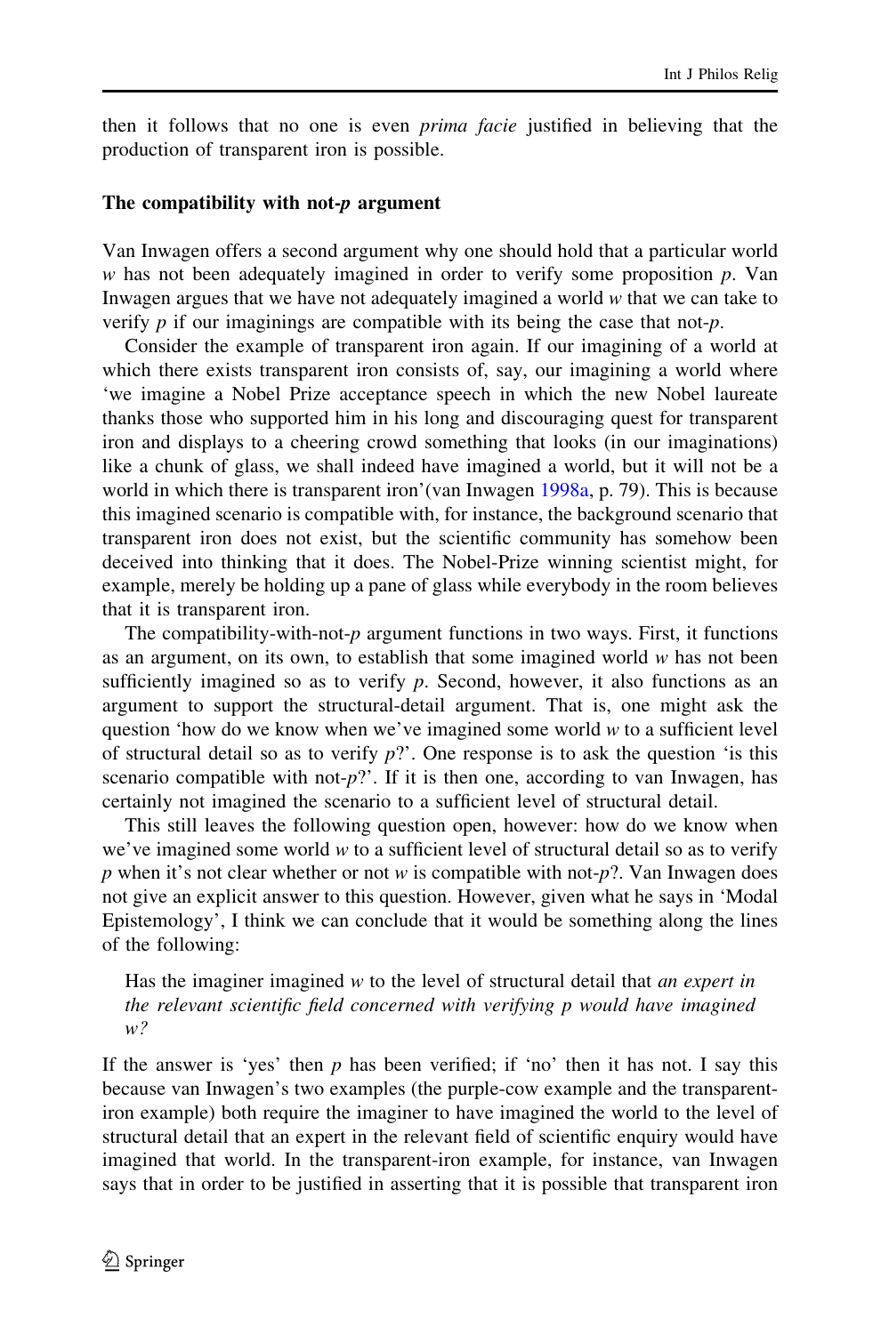then it follows that no one is even *prima facie* justified in believing that the production of transparent iron is possible.

### The compatibility with not-*p* argument

Van Inwagen offers a second argument why one should hold that a particular world *w* has not been adequately imagined in order to verify some proposition *p*. Van Inwagen argues that we have not adequately imagined a world *w* that we can take to verify *p* if our imaginings are compatible with its being the case that not-*p*.

Consider the example of transparent iron again. If our imagining of a world at which there exists transparent iron consists of, say, our imagining a world where 'we imagine a Nobel Prize acceptance speech in which the new Nobel laureate thanks those who supported him in his long and discouraging quest for transparent iron and displays to a cheering crowd something that looks (in our imaginations) like a chunk of glass, we shall indeed have imagined a world, but it will not be a world in which there is transparent iron'(van Inwagen 1998a, p. 79). This is because this imagined scenario is compatible with, for instance, the background scenario that transparent iron does not exist, but the scientific community has somehow been deceived into thinking that it does. The Nobel-Prize winning scientist might, for example, merely be holding up a pane of glass while everybody in the room believes that it is transparent iron.

The compatibility-with-not-*p* argument functions in two ways. First, it functions as an argument, on its own, to establish that some imagined world *w* has not been sufficiently imagined so as to verify *p*. Second, however, it also functions as an argument to support the structural-detail argument. That is, one might ask the question 'how do we know when we've imagined some world *w* to a sufficient level of structural detail so as to verify *p*?'. One response is to ask the question 'is this scenario compatible with not-*p*?'. If it is then one, according to van Inwagen, has certainly not imagined the scenario to a sufficient level of structural detail.

This still leaves the following question open, however: how do we know when we've imagined some world *w* to a sufficient level of structural detail so as to verify *p* when it's not clear whether or not *w* is compatible with not-*p*?. Van Inwagen does not give an explicit answer to this question. However, given what he says in 'Modal Epistemology', I think we can conclude that it would be something along the lines of the following:

> Has the imaginer imagined *w* to the level of structural detail that *an expert in the relevant scientific field concerned with verifying p would have imagined w?*

If the answer is 'yes' then *p* has been verified; if 'no' then it has not. I say this because van Inwagen's two examples (the purple-cow example and the transparent-iron example) both require the imaginer to have imagined the world to the level of structural detail that an expert in the relevant field of scientific enquiry would have imagined that world. In the transparent-iron example, for instance, van Inwagen says that in order to be justified in asserting that it is possible that transparent iron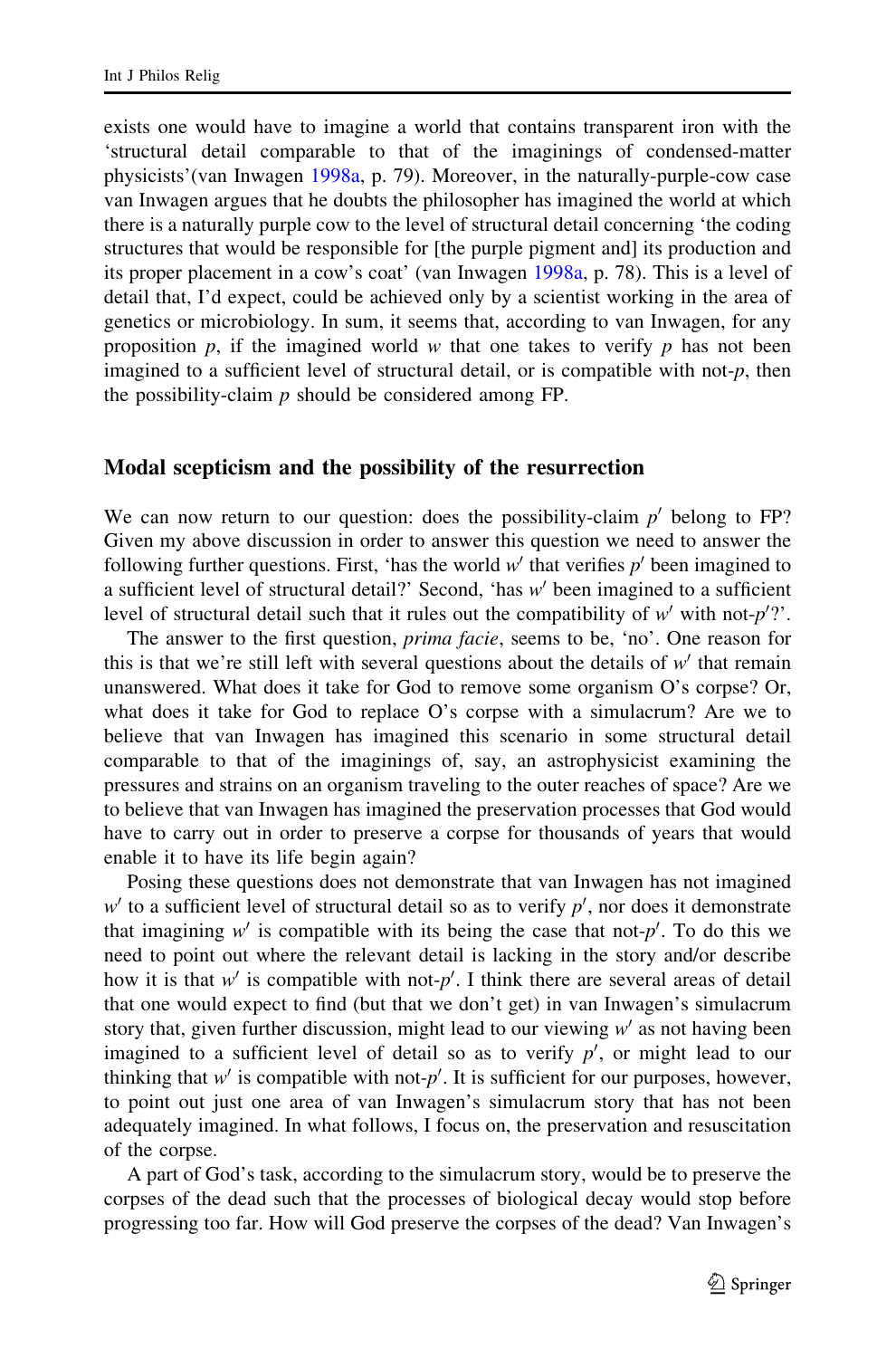exists one would have to imagine a world that contains transparent iron with the 'structural detail comparable to that of the imaginings of condensed-matter physicists'(van Inwagen 1998a, p. 79). Moreover, in the naturally-purple-cow case van Inwagen argues that he doubts the philosopher has imagined the world at which there is a naturally purple cow to the level of structural detail concerning 'the coding structures that would be responsible for [the purple pigment and] its production and its proper placement in a cow's coat' (van Inwagen 1998a, p. 78). This is a level of detail that, I'd expect, could be achieved only by a scientist working in the area of genetics or microbiology. In sum, it seems that, according to van Inwagen, for any proposition $p$, if the imagined world $w$ that one takes to verify $p$ has not been imagined to a sufficient level of structural detail, or is compatible with not-$p$, then the possibility-claim $p$ should be considered among FP.

## Modal scepticism and the possibility of the resurrection

We can now return to our question: does the possibility-claim $p'$ belong to FP? Given my above discussion in order to answer this question we need to answer the following further questions. First, 'has the world $w'$ that verifies $p'$ been imagined to a sufficient level of structural detail?' Second, 'has $w'$ been imagined to a sufficient level of structural detail such that it rules out the compatibility of $w'$ with not-$p'$?'.

The answer to the first question, *prima facie*, seems to be, 'no'. One reason for this is that we're still left with several questions about the details of $w'$ that remain unanswered. What does it take for God to remove some organism O's corpse? Or, what does it take for God to replace O's corpse with a simulacrum? Are we to believe that van Inwagen has imagined this scenario in some structural detail comparable to that of the imaginings of, say, an astrophysicist examining the pressures and strains on an organism traveling to the outer reaches of space? Are we to believe that van Inwagen has imagined the preservation processes that God would have to carry out in order to preserve a corpse for thousands of years that would enable it to have its life begin again?

Posing these questions does not demonstrate that van Inwagen has not imagined $w'$ to a sufficient level of structural detail so as to verify $p'$, nor does it demonstrate that imagining $w'$ is compatible with its being the case that not-$p'$. To do this we need to point out where the relevant detail is lacking in the story and/or describe how it is that $w'$ is compatible with not-$p'$. I think there are several areas of detail that one would expect to find (but that we don't get) in van Inwagen's simulacrum story that, given further discussion, might lead to our viewing $w'$ as not having been imagined to a sufficient level of detail so as to verify $p'$, or might lead to our thinking that $w'$ is compatible with not-$p'$. It is sufficient for our purposes, however, to point out just one area of van Inwagen's simulacrum story that has not been adequately imagined. In what follows, I focus on, the preservation and resuscitation of the corpse.

A part of God's task, according to the simulacrum story, would be to preserve the corpses of the dead such that the processes of biological decay would stop before progressing too far. How will God preserve the corpses of the dead? Van Inwagen's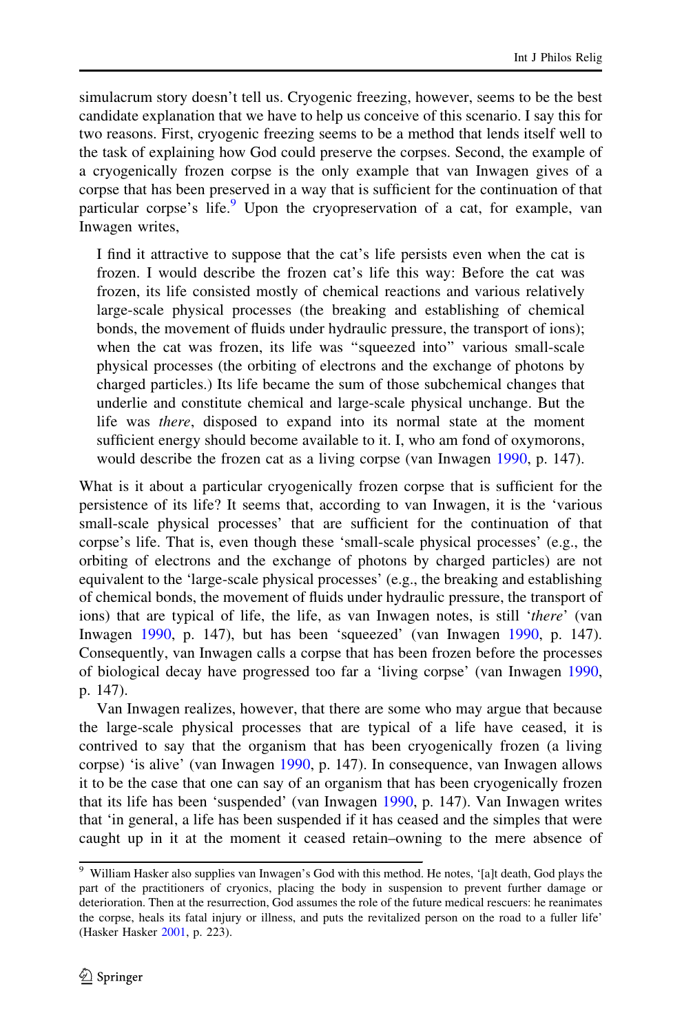simulacrum story doesn't tell us. Cryogenic freezing, however, seems to be the best candidate explanation that we have to help us conceive of this scenario. I say this for two reasons. First, cryogenic freezing seems to be a method that lends itself well to the task of explaining how God could preserve the corpses. Second, the example of a cryogenically frozen corpse is the only example that van Inwagen gives of a corpse that has been preserved in a way that is sufficient for the continuation of that particular corpse's life.[9] Upon the cryopreservation of a cat, for example, van Inwagen writes,

> I find it attractive to suppose that the cat's life persists even when the cat is frozen. I would describe the frozen cat's life this way: Before the cat was frozen, its life consisted mostly of chemical reactions and various relatively large-scale physical processes (the breaking and establishing of chemical bonds, the movement of fluids under hydraulic pressure, the transport of ions); when the cat was frozen, its life was "squeezed into" various small-scale physical processes (the orbiting of electrons and the exchange of photons by charged particles.) Its life became the sum of those subchemical changes that underlie and constitute chemical and large-scale physical unchange. But the life was *there*, disposed to expand into its normal state at the moment sufficient energy should become available to it. I, who am fond of oxymorons, would describe the frozen cat as a living corpse (van Inwagen 1990, p. 147).

What is it about a particular cryogenically frozen corpse that is sufficient for the persistence of its life? It seems that, according to van Inwagen, it is the 'various small-scale physical processes' that are sufficient for the continuation of that corpse's life. That is, even though these 'small-scale physical processes' (e.g., the orbiting of electrons and the exchange of photons by charged particles) are not equivalent to the 'large-scale physical processes' (e.g., the breaking and establishing of chemical bonds, the movement of fluids under hydraulic pressure, the transport of ions) that are typical of life, the life, as van Inwagen notes, is still '*there*' (van Inwagen 1990, p. 147), but has been 'squeezed' (van Inwagen 1990, p. 147). Consequently, van Inwagen calls a corpse that has been frozen before the processes of biological decay have progressed too far a 'living corpse' (van Inwagen 1990, p. 147).

Van Inwagen realizes, however, that there are some who may argue that because the large-scale physical processes that are typical of a life have ceased, it is contrived to say that the organism that has been cryogenically frozen (a living corpse) 'is alive' (van Inwagen 1990, p. 147). In consequence, van Inwagen allows it to be the case that one can say of an organism that has been cryogenically frozen that its life has been 'suspended' (van Inwagen 1990, p. 147). Van Inwagen writes that 'in general, a life has been suspended if it has ceased and the simples that were caught up in it at the moment it ceased retain–owning to the mere absence of

[9] William Hasker also supplies van Inwagen's God with this method. He notes, '[a]t death, God plays the part of the practitioners of cryonics, placing the body in suspension to prevent further damage or deterioration. Then at the resurrection, God assumes the role of the future medical rescuers: he reanimates the corpse, heals its fatal injury or illness, and puts the revitalized person on the road to a fuller life' (Hasker Hasker 2001, p. 223).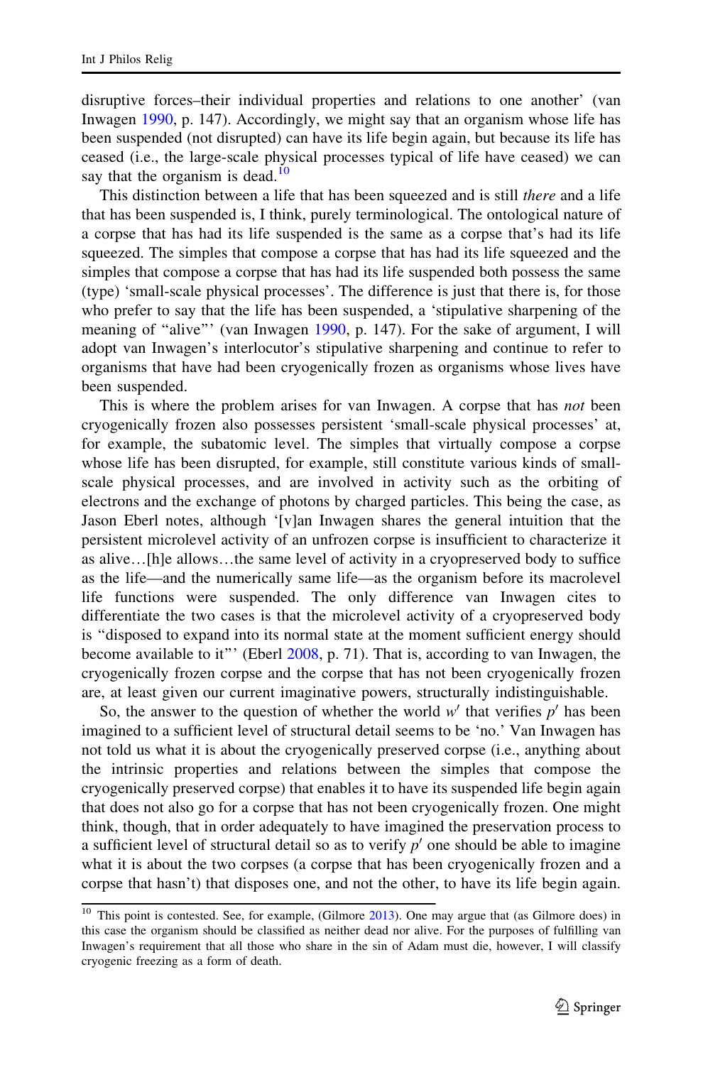disruptive forces–their individual properties and relations to one another' (van Inwagen 1990, p. 147). Accordingly, we might say that an organism whose life has been suspended (not disrupted) can have its life begin again, but because its life has ceased (i.e., the large-scale physical processes typical of life have ceased) we can say that the organism is dead.[10]

This distinction between a life that has been squeezed and is still *there* and a life that has been suspended is, I think, purely terminological. The ontological nature of a corpse that has had its life suspended is the same as a corpse that's had its life squeezed. The simples that compose a corpse that has had its life squeezed and the simples that compose a corpse that has had its life suspended both possess the same (type) 'small-scale physical processes'. The difference is just that there is, for those who prefer to say that the life has been suspended, a 'stipulative sharpening of the meaning of "alive"' (van Inwagen 1990, p. 147). For the sake of argument, I will adopt van Inwagen's interlocutor's stipulative sharpening and continue to refer to organisms that have had been cryogenically frozen as organisms whose lives have been suspended.

This is where the problem arises for van Inwagen. A corpse that has *not* been cryogenically frozen also possesses persistent 'small-scale physical processes' at, for example, the subatomic level. The simples that virtually compose a corpse whose life has been disrupted, for example, still constitute various kinds of small-scale physical processes, and are involved in activity such as the orbiting of electrons and the exchange of photons by charged particles. This being the case, as Jason Eberl notes, although '[v]an Inwagen shares the general intuition that the persistent microlevel activity of an unfrozen corpse is insufficient to characterize it as alive…[h]e allows…the same level of activity in a cryopreserved body to suffice as the life—and the numerically same life—as the organism before its macrolevel life functions were suspended. The only difference van Inwagen cites to differentiate the two cases is that the microlevel activity of a cryopreserved body is "disposed to expand into its normal state at the moment sufficient energy should become available to it"' (Eberl 2008, p. 71). That is, according to van Inwagen, the cryogenically frozen corpse and the corpse that has not been cryogenically frozen are, at least given our current imaginative powers, structurally indistinguishable.

So, the answer to the question of whether the world $w'$ that verifies $p'$ has been imagined to a sufficient level of structural detail seems to be 'no.' Van Inwagen has not told us what it is about the cryogenically preserved corpse (i.e., anything about the intrinsic properties and relations between the simples that compose the cryogenically preserved corpse) that enables it to have its suspended life begin again that does not also go for a corpse that has not been cryogenically frozen. One might think, though, that in order adequately to have imagined the preservation process to a sufficient level of structural detail so as to verify $p'$ one should be able to imagine what it is about the two corpses (a corpse that has been cryogenically frozen and a corpse that hasn't) that disposes one, and not the other, to have its life begin again.

[10] This point is contested. See, for example, (Gilmore 2013). One may argue that (as Gilmore does) in this case the organism should be classified as neither dead nor alive. For the purposes of fulfilling van Inwagen's requirement that all those who share in the sin of Adam must die, however, I will classify cryogenic freezing as a form of death.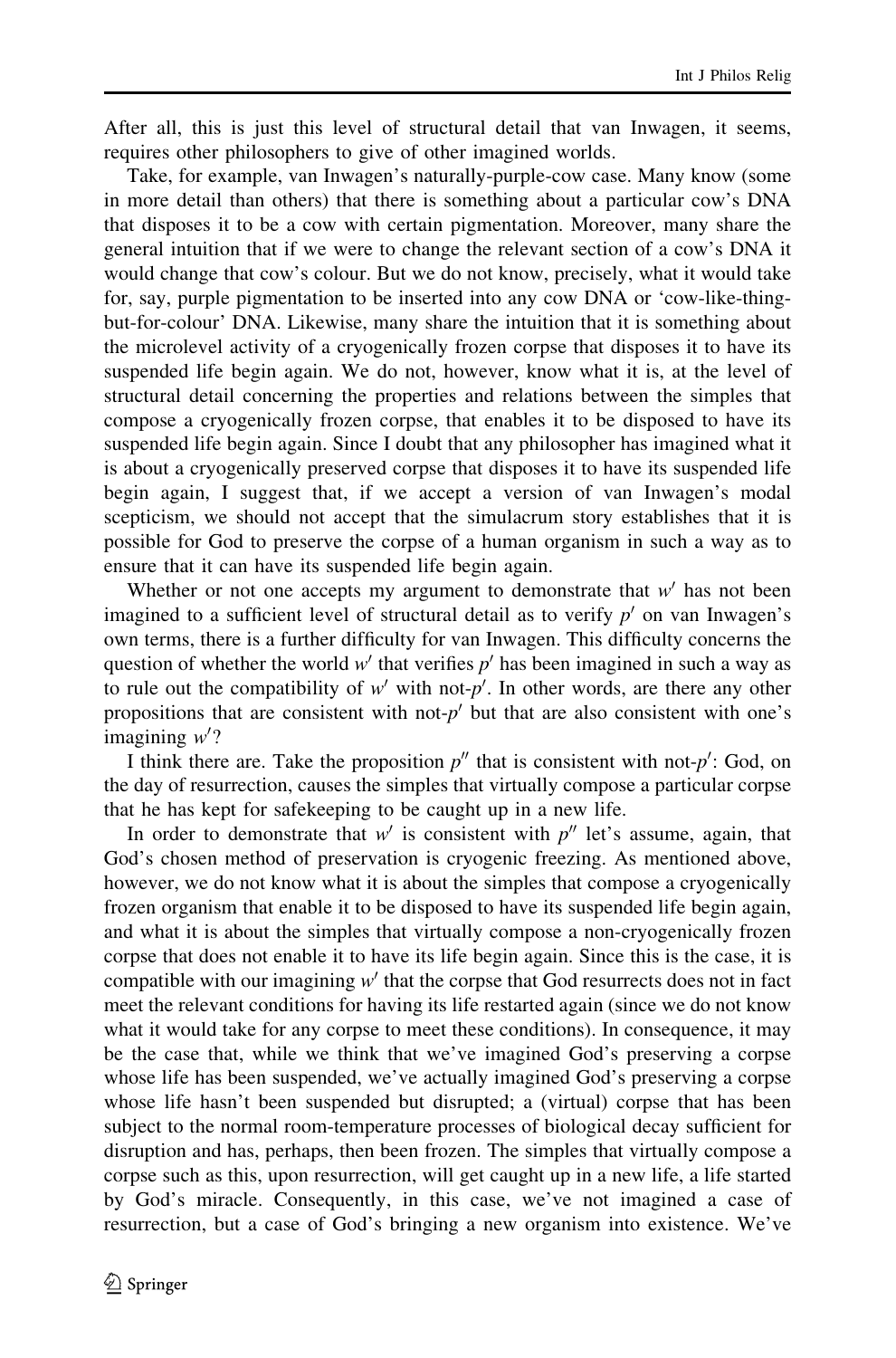After all, this is just this level of structural detail that van Inwagen, it seems, requires other philosophers to give of other imagined worlds.

Take, for example, van Inwagen's naturally-purple-cow case. Many know (some in more detail than others) that there is something about a particular cow's DNA that disposes it to be a cow with certain pigmentation. Moreover, many share the general intuition that if we were to change the relevant section of a cow's DNA it would change that cow's colour. But we do not know, precisely, what it would take for, say, purple pigmentation to be inserted into any cow DNA or 'cow-like-thing-but-for-colour' DNA. Likewise, many share the intuition that it is something about the microlevel activity of a cryogenically frozen corpse that disposes it to have its suspended life begin again. We do not, however, know what it is, at the level of structural detail concerning the properties and relations between the simples that compose a cryogenically frozen corpse, that enables it to be disposed to have its suspended life begin again. Since I doubt that any philosopher has imagined what it is about a cryogenically preserved corpse that disposes it to have its suspended life begin again, I suggest that, if we accept a version of van Inwagen's modal scepticism, we should not accept that the simulacrum story establishes that it is possible for God to preserve the corpse of a human organism in such a way as to ensure that it can have its suspended life begin again.

Whether or not one accepts my argument to demonstrate that $w'$ has not been imagined to a sufficient level of structural detail as to verify $p'$ on van Inwagen's own terms, there is a further difficulty for van Inwagen. This difficulty concerns the question of whether the world $w'$ that verifies $p'$ has been imagined in such a way as to rule out the compatibility of $w'$ with not-$p'$. In other words, are there any other propositions that are consistent with not-$p'$ but that are also consistent with one's imagining $w'$?

I think there are. Take the proposition $p''$ that is consistent with not-$p'$: God, on the day of resurrection, causes the simples that virtually compose a particular corpse that he has kept for safekeeping to be caught up in a new life.

In order to demonstrate that $w'$ is consistent with $p''$ let's assume, again, that God's chosen method of preservation is cryogenic freezing. As mentioned above, however, we do not know what it is about the simples that compose a cryogenically frozen organism that enable it to be disposed to have its suspended life begin again, and what it is about the simples that virtually compose a non-cryogenically frozen corpse that does not enable it to have its life begin again. Since this is the case, it is compatible with our imagining $w'$ that the corpse that God resurrects does not in fact meet the relevant conditions for having its life restarted again (since we do not know what it would take for any corpse to meet these conditions). In consequence, it may be the case that, while we think that we've imagined God's preserving a corpse whose life has been suspended, we've actually imagined God's preserving a corpse whose life hasn't been suspended but disrupted; a (virtual) corpse that has been subject to the normal room-temperature processes of biological decay sufficient for disruption and has, perhaps, then been frozen. The simples that virtually compose a corpse such as this, upon resurrection, will get caught up in a new life, a life started by God's miracle. Consequently, in this case, we've not imagined a case of resurrection, but a case of God's bringing a new organism into existence. We've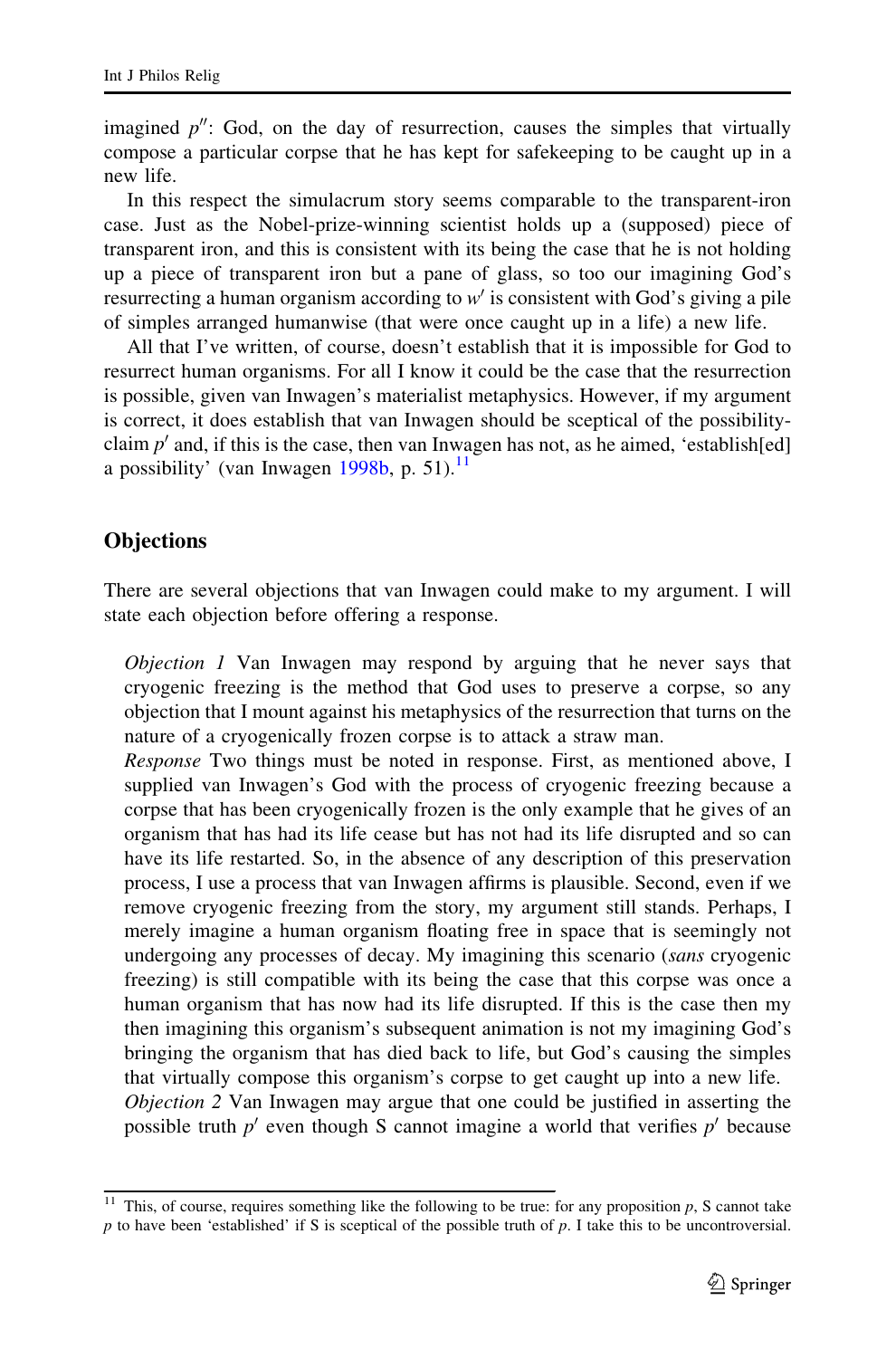imagined $p''$: God, on the day of resurrection, causes the simples that virtually compose a particular corpse that he has kept for safekeeping to be caught up in a new life.

In this respect the simulacrum story seems comparable to the transparent-iron case. Just as the Nobel-prize-winning scientist holds up a (supposed) piece of transparent iron, and this is consistent with its being the case that he is not holding up a piece of transparent iron but a pane of glass, so too our imagining God's resurrecting a human organism according to $w'$ is consistent with God's giving a pile of simples arranged humanwise (that were once caught up in a life) a new life.

All that I've written, of course, doesn't establish that it is impossible for God to resurrect human organisms. For all I know it could be the case that the resurrection is possible, given van Inwagen's materialist metaphysics. However, if my argument is correct, it does establish that van Inwagen should be sceptical of the possibility-claim $p'$ and, if this is the case, then van Inwagen has not, as he aimed, 'establish[ed] a possibility' (van Inwagen 1998b, p. 51).[11]

## Objections

There are several objections that van Inwagen could make to my argument. I will state each objection before offering a response.

> *Objection 1* Van Inwagen may respond by arguing that he never says that cryogenic freezing is the method that God uses to preserve a corpse, so any objection that I mount against his metaphysics of the resurrection that turns on the nature of a cryogenically frozen corpse is to attack a straw man.
>
> *Response* Two things must be noted in response. First, as mentioned above, I supplied van Inwagen's God with the process of cryogenic freezing because a corpse that has been cryogenically frozen is the only example that he gives of an organism that has had its life cease but has not had its life disrupted and so can have its life restarted. So, in the absence of any description of this preservation process, I use a process that van Inwagen affirms is plausible. Second, even if we remove cryogenic freezing from the story, my argument still stands. Perhaps, I merely imagine a human organism floating free in space that is seemingly not undergoing any processes of decay. My imagining this scenario (*sans* cryogenic freezing) is still compatible with its being the case that this corpse was once a human organism that has now had its life disrupted. If this is the case then my then imagining this organism's subsequent animation is not my imagining God's bringing the organism that has died back to life, but God's causing the simples that virtually compose this organism's corpse to get caught up into a new life.
>
> *Objection 2* Van Inwagen may argue that one could be justified in asserting the possible truth $p'$ even though S cannot imagine a world that verifies $p'$ because

[11] This, of course, requires something like the following to be true: for any proposition $p$, S cannot take $p$ to have been 'established' if S is sceptical of the possible truth of $p$. I take this to be uncontroversial.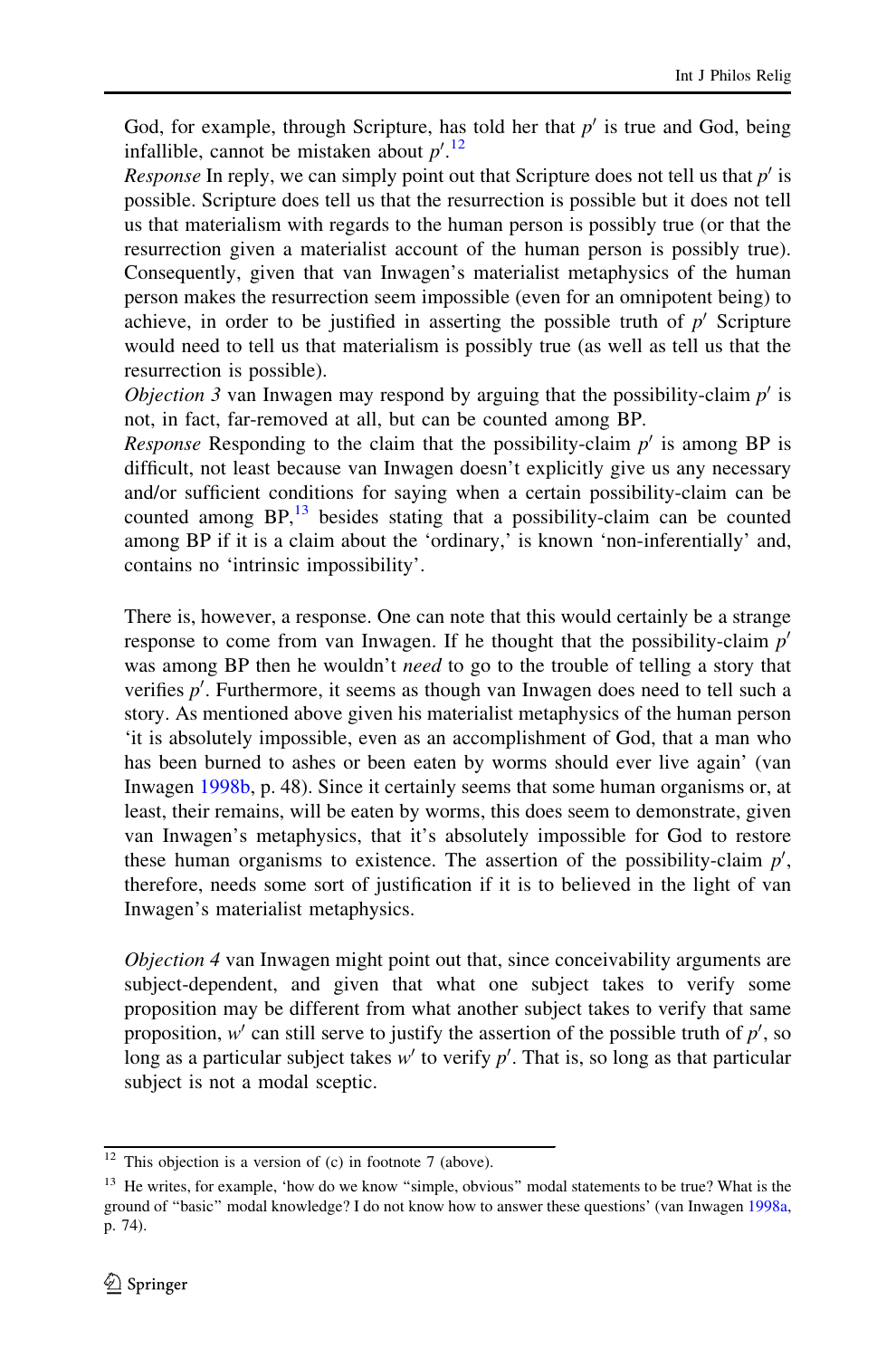God, for example, through Scripture, has told her that $p'$ is true and God, being infallible, cannot be mistaken about $p'$.[12]

*Response* In reply, we can simply point out that Scripture does not tell us that $p'$ is possible. Scripture does tell us that the resurrection is possible but it does not tell us that materialism with regards to the human person is possibly true (or that the resurrection given a materialist account of the human person is possibly true). Consequently, given that van Inwagen's materialist metaphysics of the human person makes the resurrection seem impossible (even for an omnipotent being) to achieve, in order to be justified in asserting the possible truth of $p'$ Scripture would need to tell us that materialism is possibly true (as well as tell us that the resurrection is possible).

*Objection 3* van Inwagen may respond by arguing that the possibility-claim $p'$ is not, in fact, far-removed at all, but can be counted among BP.

*Response* Responding to the claim that the possibility-claim $p'$ is among BP is difficult, not least because van Inwagen doesn't explicitly give us any necessary and/or sufficient conditions for saying when a certain possibility-claim can be counted among BP,[13] besides stating that a possibility-claim can be counted among BP if it is a claim about the 'ordinary,' is known 'non-inferentially' and, contains no 'intrinsic impossibility'.

There is, however, a response. One can note that this would certainly be a strange response to come from van Inwagen. If he thought that the possibility-claim $p'$ was among BP then he wouldn't *need* to go to the trouble of telling a story that verifies $p'$. Furthermore, it seems as though van Inwagen does need to tell such a story. As mentioned above given his materialist metaphysics of the human person 'it is absolutely impossible, even as an accomplishment of God, that a man who has been burned to ashes or been eaten by worms should ever live again' (van Inwagen 1998b, p. 48). Since it certainly seems that some human organisms or, at least, their remains, will be eaten by worms, this does seem to demonstrate, given van Inwagen's metaphysics, that it's absolutely impossible for God to restore these human organisms to existence. The assertion of the possibility-claim $p'$, therefore, needs some sort of justification if it is to believed in the light of van Inwagen's materialist metaphysics.

*Objection 4* van Inwagen might point out that, since conceivability arguments are subject-dependent, and given that what one subject takes to verify some proposition may be different from what another subject takes to verify that same proposition, $w'$ can still serve to justify the assertion of the possible truth of $p'$, so long as a particular subject takes $w'$ to verify $p'$. That is, so long as that particular subject is not a modal sceptic.

---

[12] This objection is a version of (c) in footnote 7 (above).

[13] He writes, for example, 'how do we know "simple, obvious" modal statements to be true? What is the ground of "basic" modal knowledge? I do not know how to answer these questions' (van Inwagen 1998a, p. 74).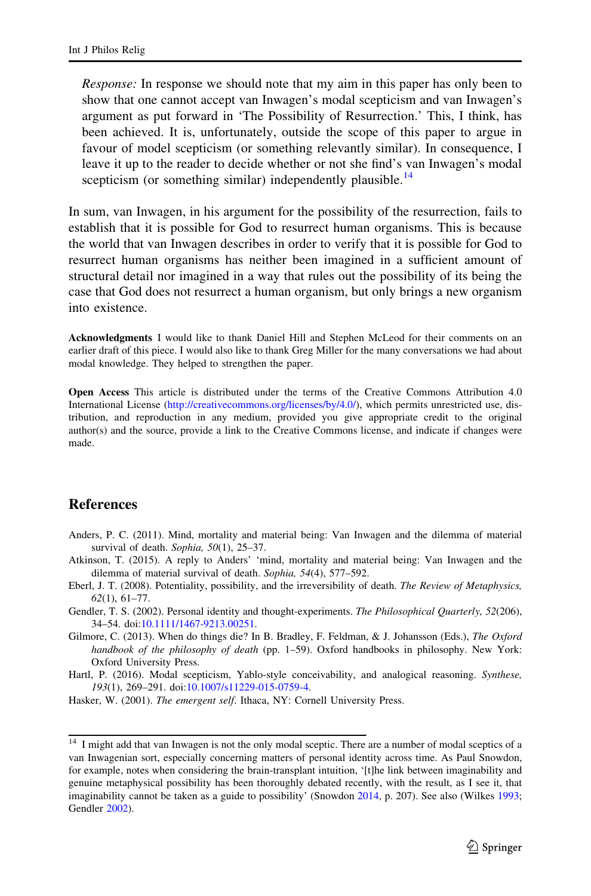*Response:* In response we should note that my aim in this paper has only been to show that one cannot accept van Inwagen's modal scepticism and van Inwagen's argument as put forward in 'The Possibility of Resurrection.' This, I think, has been achieved. It is, unfortunately, outside the scope of this paper to argue in favour of model scepticism (or something relevantly similar). In consequence, I leave it up to the reader to decide whether or not she find's van Inwagen's modal scepticism (or something similar) independently plausible.[14]

In sum, van Inwagen, in his argument for the possibility of the resurrection, fails to establish that it is possible for God to resurrect human organisms. This is because the world that van Inwagen describes in order to verify that it is possible for God to resurrect human organisms has neither been imagined in a sufficient amount of structural detail nor imagined in a way that rules out the possibility of its being the case that God does not resurrect a human organism, but only brings a new organism into existence.

**Acknowledgments** I would like to thank Daniel Hill and Stephen McLeod for their comments on an earlier draft of this piece. I would also like to thank Greg Miller for the many conversations we had about modal knowledge. They helped to strengthen the paper.

**Open Access** This article is distributed under the terms of the Creative Commons Attribution 4.0 International License (http://creativecommons.org/licenses/by/4.0/), which permits unrestricted use, distribution, and reproduction in any medium, provided you give appropriate credit to the original author(s) and the source, provide a link to the Creative Commons license, and indicate if changes were made.

## References

Anders, P. C. (2011). Mind, mortality and material being: Van Inwagen and the dilemma of material survival of death. *Sophia, 50*(1), 25–37.

Atkinson, T. (2015). A reply to Anders' 'mind, mortality and material being: Van Inwagen and the dilemma of material survival of death. *Sophia, 54*(4), 577–592.

Eberl, J. T. (2008). Potentiality, possibility, and the irreversibility of death. *The Review of Metaphysics, 62*(1), 61–77.

Gendler, T. S. (2002). Personal identity and thought-experiments. *The Philosophical Quarterly, 52*(206), 34–54. doi:10.1111/1467-9213.00251.

Gilmore, C. (2013). When do things die? In B. Bradley, F. Feldman, & J. Johansson (Eds.), *The Oxford handbook of the philosophy of death* (pp. 1–59). Oxford handbooks in philosophy. New York: Oxford University Press.

Hartl, P. (2016). Modal scepticism, Yablo-style conceivability, and analogical reasoning. *Synthese, 193*(1), 269–291. doi:10.1007/s11229-015-0759-4.

Hasker, W. (2001). *The emergent self*. Ithaca, NY: Cornell University Press.

---

[14] I might add that van Inwagen is not the only modal sceptic. There are a number of modal sceptics of a van Inwagenian sort, especially concerning matters of personal identity across time. As Paul Snowdon, for example, notes when considering the brain-transplant intuition, '[t]he link between imaginability and genuine metaphysical possibility has been thoroughly debated recently, with the result, as I see it, that imaginability cannot be taken as a guide to possibility' (Snowdon 2014, p. 207). See also (Wilkes 1993; Gendler 2002).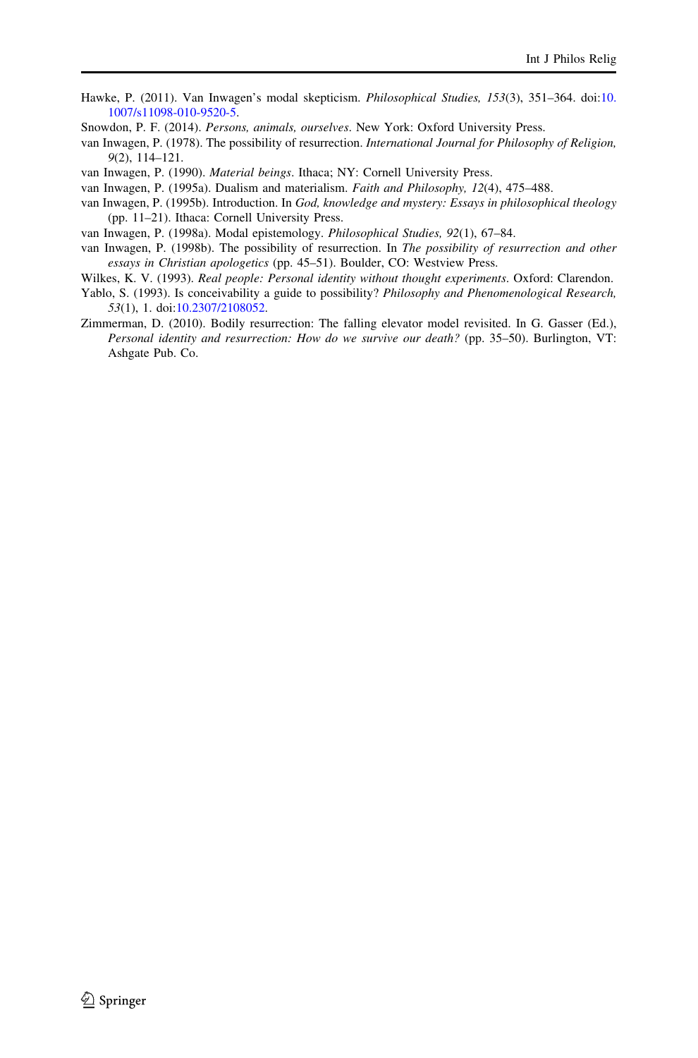Hawke, P. (2011). Van Inwagen's modal skepticism. *Philosophical Studies, 153*(3), 351–364. doi:10.1007/s11098-010-9520-5.

Snowdon, P. F. (2014). *Persons, animals, ourselves*. New York: Oxford University Press.

van Inwagen, P. (1978). The possibility of resurrection. *International Journal for Philosophy of Religion, 9*(2), 114–121.

van Inwagen, P. (1990). *Material beings*. Ithaca; NY: Cornell University Press.

van Inwagen, P. (1995a). Dualism and materialism. *Faith and Philosophy, 12*(4), 475–488.

van Inwagen, P. (1995b). Introduction. In *God, knowledge and mystery: Essays in philosophical theology* (pp. 11–21). Ithaca: Cornell University Press.

van Inwagen, P. (1998a). Modal epistemology. *Philosophical Studies, 92*(1), 67–84.

van Inwagen, P. (1998b). The possibility of resurrection. In *The possibility of resurrection and other essays in Christian apologetics* (pp. 45–51). Boulder, CO: Westview Press.

Wilkes, K. V. (1993). *Real people: Personal identity without thought experiments*. Oxford: Clarendon.

Yablo, S. (1993). Is conceivability a guide to possibility? *Philosophy and Phenomenological Research, 53*(1), 1. doi:10.2307/2108052.

Zimmerman, D. (2010). Bodily resurrection: The falling elevator model revisited. In G. Gasser (Ed.), *Personal identity and resurrection: How do we survive our death?* (pp. 35–50). Burlington, VT: Ashgate Pub. Co.